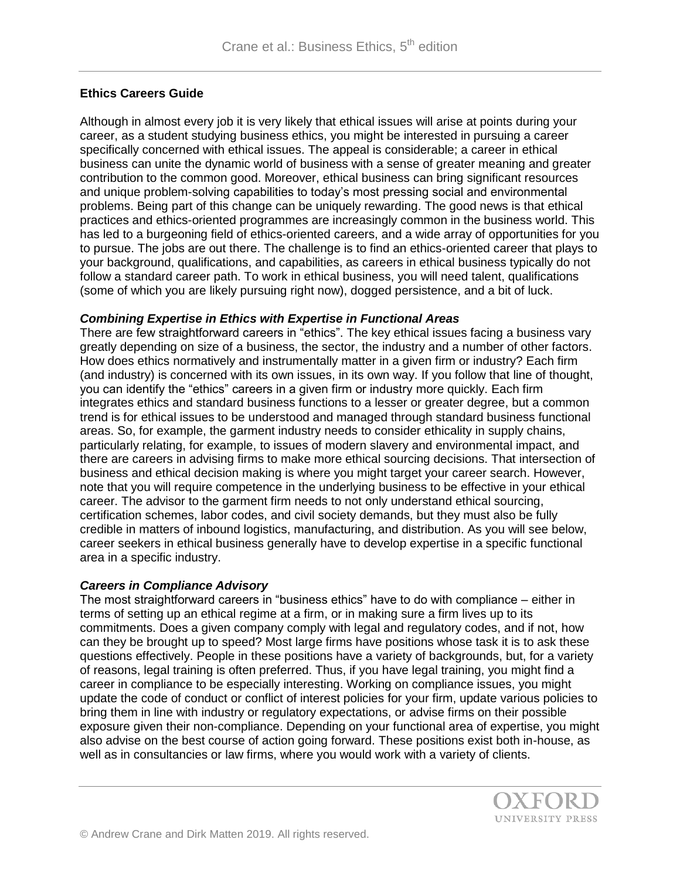## Ethics Careers Guide

Although in almost every job it is very likely that ethical issues will arise at points during your career, as a student studying business ethics, you might be interested in pursuing a career specifically concerned with ethical issues. The appeal is considerable; a career in ethical business can unite the dynamic world of business with a sense of greater meaning and greater contribution to the common good. Moreover, ethical business can bring significant resources and unique problem-solving capabilities to today's most pressing social and environmental problems. Being part of this change can be uniquely rewarding. The good news is that ethical practices and ethics-oriented programmes are increasingly common in the business world. This has led to a burgeoning field of ethics-oriented careers, and a wide array of opportunities for you to pursue. The jobs are out there. The challenge is to find an ethics-oriented career that plays to your background, qualifications, and capabilities, as careers in ethical business typically do not follow a standard career path. To work in ethical business, you will need talent, qualifications (some of which you are likely pursuing right now), dogged persistence, and a bit of luck.

### *Combining Expertise in Ethics with Expertise in Functional Areas*

There are few straightforward careers in "ethics". The key ethical issues facing a business vary greatly depending on size of a business, the sector, the industry and a number of other factors. How does ethics normatively and instrumentally matter in a given firm or industry? Each firm (and industry) is concerned with its own issues, in its own way. If you follow that line of thought, you can identify the "ethics" careers in a given firm or industry more quickly. Each firm integrates ethics and standard business functions to a lesser or greater degree, but a common trend is for ethical issues to be understood and managed through standard business functional areas. So, for example, the garment industry needs to consider ethicality in supply chains, particularly relating, for example, to issues of modern slavery and environmental impact, and there are careers in advising firms to make more ethical sourcing decisions. That intersection of business and ethical decision making is where you might target your career search. However, note that you will require competence in the underlying business to be effective in your ethical career. The advisor to the garment firm needs to not only understand ethical sourcing, certification schemes, labor codes, and civil society demands, but they must also be fully credible in matters of inbound logistics, manufacturing, and distribution. As you will see below, career seekers in ethical business generally have to develop expertise in a specific functional area in a specific industry.

### *Careers in Compliance Advisory*

The most straightforward careers in "business ethics" have to do with compliance – either in terms of setting up an ethical regime at a firm, or in making sure a firm lives up to its commitments. Does a given company comply with legal and regulatory codes, and if not, how can they be brought up to speed? Most large firms have positions whose task it is to ask these questions effectively. People in these positions have a variety of backgrounds, but, for a variety of reasons, legal training is often preferred. Thus, if you have legal training, you might find a career in compliance to be especially interesting. Working on compliance issues, you might update the code of conduct or conflict of interest policies for your firm, update various policies to bring them in line with industry or regulatory expectations, or advise firms on their possible exposure given their non-compliance. Depending on your functional area of expertise, you might also advise on the best course of action going forward. These positions exist both in-house, as well as in consultancies or law firms, where you would work with a variety of clients.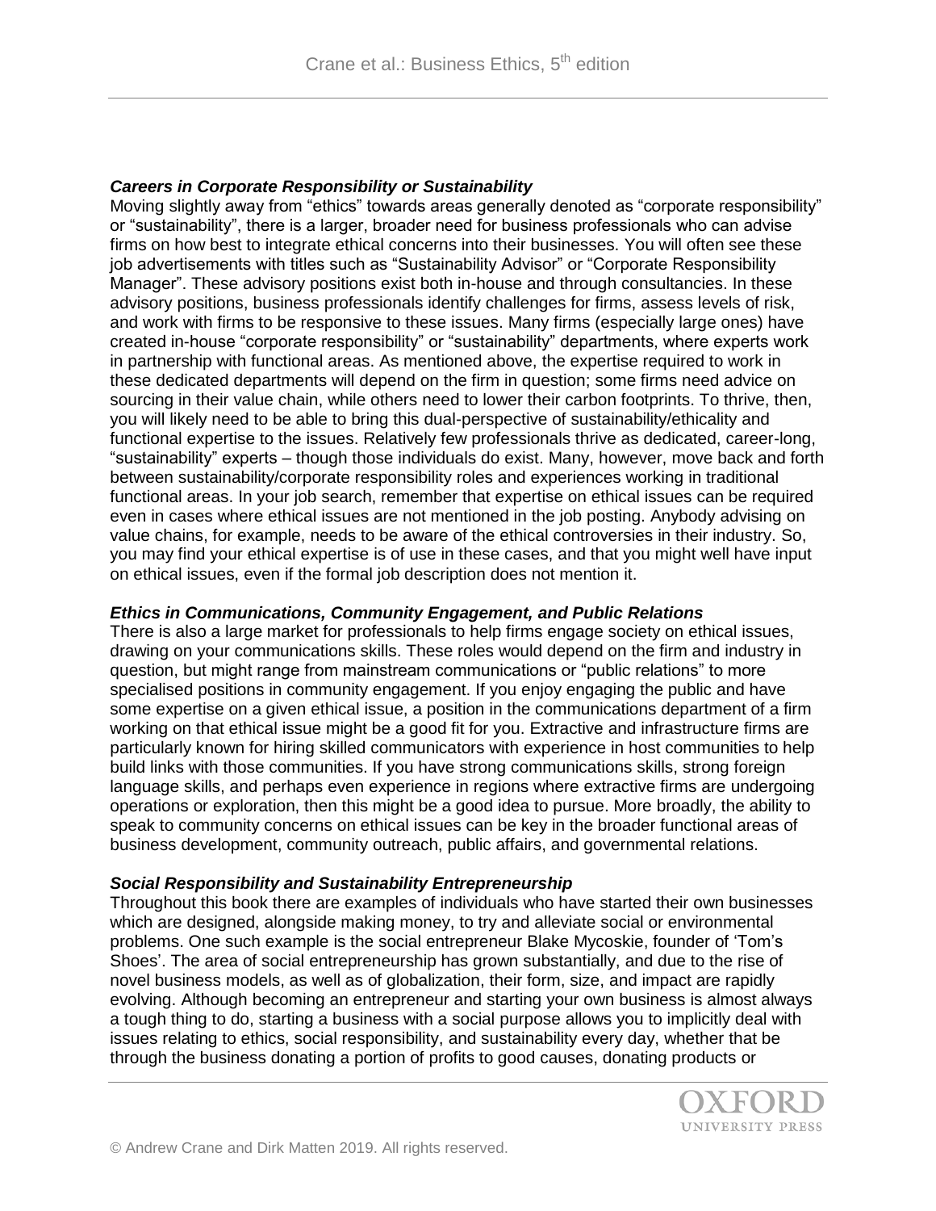### *Careers in Corporate Responsibility or Sustainability*

Moving slightly away from "ethics" towards areas generally denoted as "corporate responsibility" or "sustainability", there is a larger, broader need for business professionals who can advise firms on how best to integrate ethical concerns into their businesses. You will often see these job advertisements with titles such as "Sustainability Advisor" or "Corporate Responsibility Manager". These advisory positions exist both in-house and through consultancies. In these advisory positions, business professionals identify challenges for firms, assess levels of risk, and work with firms to be responsive to these issues. Many firms (especially large ones) have created in-house "corporate responsibility" or "sustainability" departments, where experts work in partnership with functional areas. As mentioned above, the expertise required to work in these dedicated departments will depend on the firm in question; some firms need advice on sourcing in their value chain, while others need to lower their carbon footprints. To thrive, then, you will likely need to be able to bring this dual-perspective of sustainability/ethicality and functional expertise to the issues. Relatively few professionals thrive as dedicated, career-long, "sustainability" experts – though those individuals do exist. Many, however, move back and forth between sustainability/corporate responsibility roles and experiences working in traditional functional areas. In your job search, remember that expertise on ethical issues can be required even in cases where ethical issues are not mentioned in the job posting. Anybody advising on value chains, for example, needs to be aware of the ethical controversies in their industry. So, you may find your ethical expertise is of use in these cases, and that you might well have input on ethical issues, even if the formal job description does not mention it.

### *Ethics in Communications, Community Engagement, and Public Relations*

There is also a large market for professionals to help firms engage society on ethical issues, drawing on your communications skills. These roles would depend on the firm and industry in question, but might range from mainstream communications or "public relations" to more specialised positions in community engagement. If you enjoy engaging the public and have some expertise on a given ethical issue, a position in the communications department of a firm working on that ethical issue might be a good fit for you. Extractive and infrastructure firms are particularly known for hiring skilled communicators with experience in host communities to help build links with those communities. If you have strong communications skills, strong foreign language skills, and perhaps even experience in regions where extractive firms are undergoing operations or exploration, then this might be a good idea to pursue. More broadly, the ability to speak to community concerns on ethical issues can be key in the broader functional areas of business development, community outreach, public affairs, and governmental relations.

### *Social Responsibility and Sustainability Entrepreneurship*

Throughout this book there are examples of individuals who have started their own businesses which are designed, alongside making money, to try and alleviate social or environmental problems. One such example is the social entrepreneur Blake Mycoskie, founder of 'Tom's Shoes'. The area of social entrepreneurship has grown substantially, and due to the rise of novel business models, as well as of globalization, their form, size, and impact are rapidly evolving. Although becoming an entrepreneur and starting your own business is almost always a tough thing to do, starting a business with a social purpose allows you to implicitly deal with issues relating to ethics, social responsibility, and sustainability every day, whether that be through the business donating a portion of profits to good causes, donating products or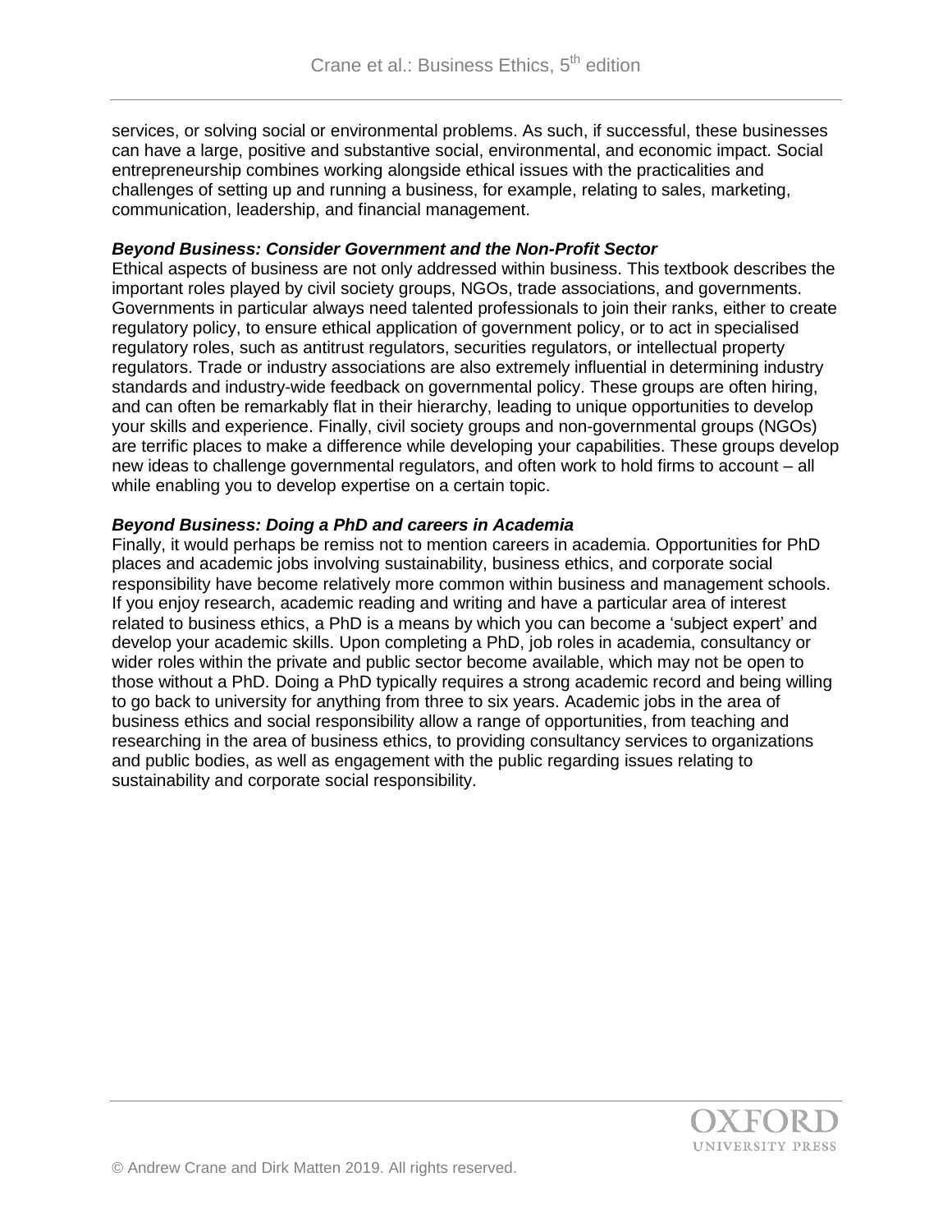services, or solving social or environmental problems. As such, if successful, these businesses can have a large, positive and substantive social, environmental, and economic impact. Social entrepreneurship combines working alongside ethical issues with the practicalities and challenges of setting up and running a business, for example, relating to sales, marketing, communication, leadership, and financial management.

***Beyond Business: Consider Government and the Non-Profit Sector***

Ethical aspects of business are not only addressed within business. This textbook describes the important roles played by civil society groups, NGOs, trade associations, and governments. Governments in particular always need talented professionals to join their ranks, either to create regulatory policy, to ensure ethical application of government policy, or to act in specialised regulatory roles, such as antitrust regulators, securities regulators, or intellectual property regulators. Trade or industry associations are also extremely influential in determining industry standards and industry-wide feedback on governmental policy. These groups are often hiring, and can often be remarkably flat in their hierarchy, leading to unique opportunities to develop your skills and experience. Finally, civil society groups and non-governmental groups (NGOs) are terrific places to make a difference while developing your capabilities. These groups develop new ideas to challenge governmental regulators, and often work to hold firms to account – all while enabling you to develop expertise on a certain topic.

***Beyond Business: Doing a PhD and careers in Academia***

Finally, it would perhaps be remiss not to mention careers in academia. Opportunities for PhD places and academic jobs involving sustainability, business ethics, and corporate social responsibility have become relatively more common within business and management schools. If you enjoy research, academic reading and writing and have a particular area of interest related to business ethics, a PhD is a means by which you can become a 'subject expert' and develop your academic skills. Upon completing a PhD, job roles in academia, consultancy or wider roles within the private and public sector become available, which may not be open to those without a PhD. Doing a PhD typically requires a strong academic record and being willing to go back to university for anything from three to six years. Academic jobs in the area of business ethics and social responsibility allow a range of opportunities, from teaching and researching in the area of business ethics, to providing consultancy services to organizations and public bodies, as well as engagement with the public regarding issues relating to sustainability and corporate social responsibility.